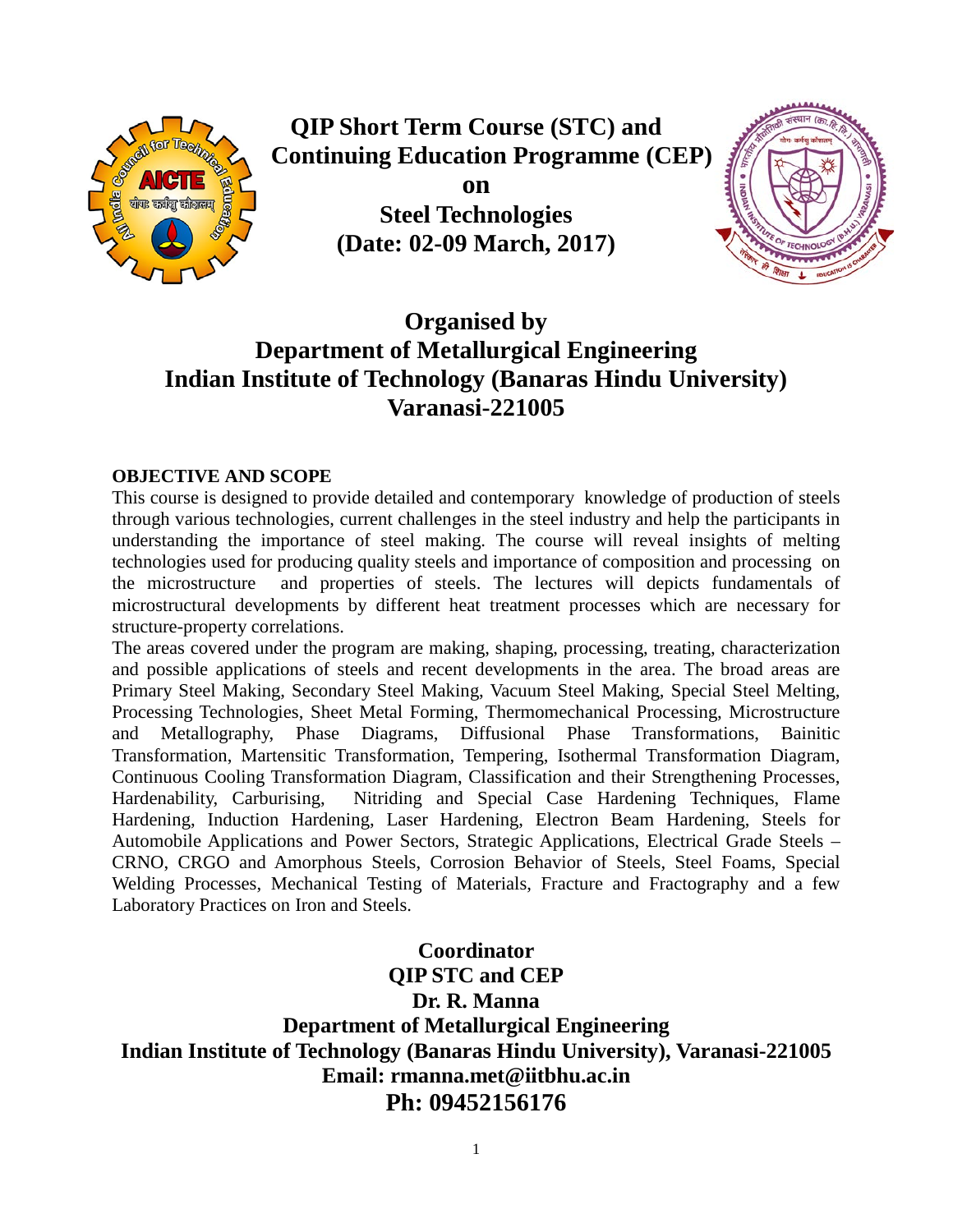# QIP Short Term Course (STC) and Continuing Education Programme (CEP) on Steel Technologies (Date: 02-09 March, 2017)

## Organised by Department of Metallurgical Engineering Indian Institute of Technology (Banaras Hindu University) Varanasi-221005

**OBJECTIVE AND SCOPE**

This course is designed to provide detailed and contemporary knowledge of production of steels through various technologies, current challenges in the steel industry and help the participants in understanding the importance of steel making. The course will reveal insights of melting technologies used for producing quality steels and importance of composition and processing on the microstructure and properties of steels. The lectures will depicts fundamentals of microstructural developments by different heat treatment processes which are necessary for structure-property correlations.

The areas covered under the program are making, shaping, processing, treating, characterization and possible applications of steels and recent developments in the area. The broad areas are Primary Steel Making, Secondary Steel Making, Vacuum Steel Making, Special Steel Melting, Processing Technologies, Sheet Metal Forming, Thermomechanical Processing, Microstructure and Metallography, Phase Diagrams, Diffusional Phase Transformations, Bainitic Transformation, Martensitic Transformation, Tempering, Isothermal Transformation Diagram, Continuous Cooling Transformation Diagram, Classification and their Strengthening Processes, Hardenability, Carburising, Nitriding and Special Case Hardening Techniques, Flame Hardening, Induction Hardening, Laser Hardening, Electron Beam Hardening, Steels for Automobile Applications and Power Sectors, Strategic Applications, Electrical Grade Steels – CRNO, CRGO and Amorphous Steels, Corrosion Behavior of Steels, Steel Foams, Special Welding Processes, Mechanical Testing of Materials, Fracture and Fractography and a few Laboratory Practices on Iron and Steels.

**Coordinator**
**QIP STC and CEP**
**Dr. R. Manna**
**Department of Metallurgical Engineering**
**Indian Institute of Technology (Banaras Hindu University), Varanasi-221005**
**Email: rmanna.met@iitbhu.ac.in**
**Ph: 09452156176**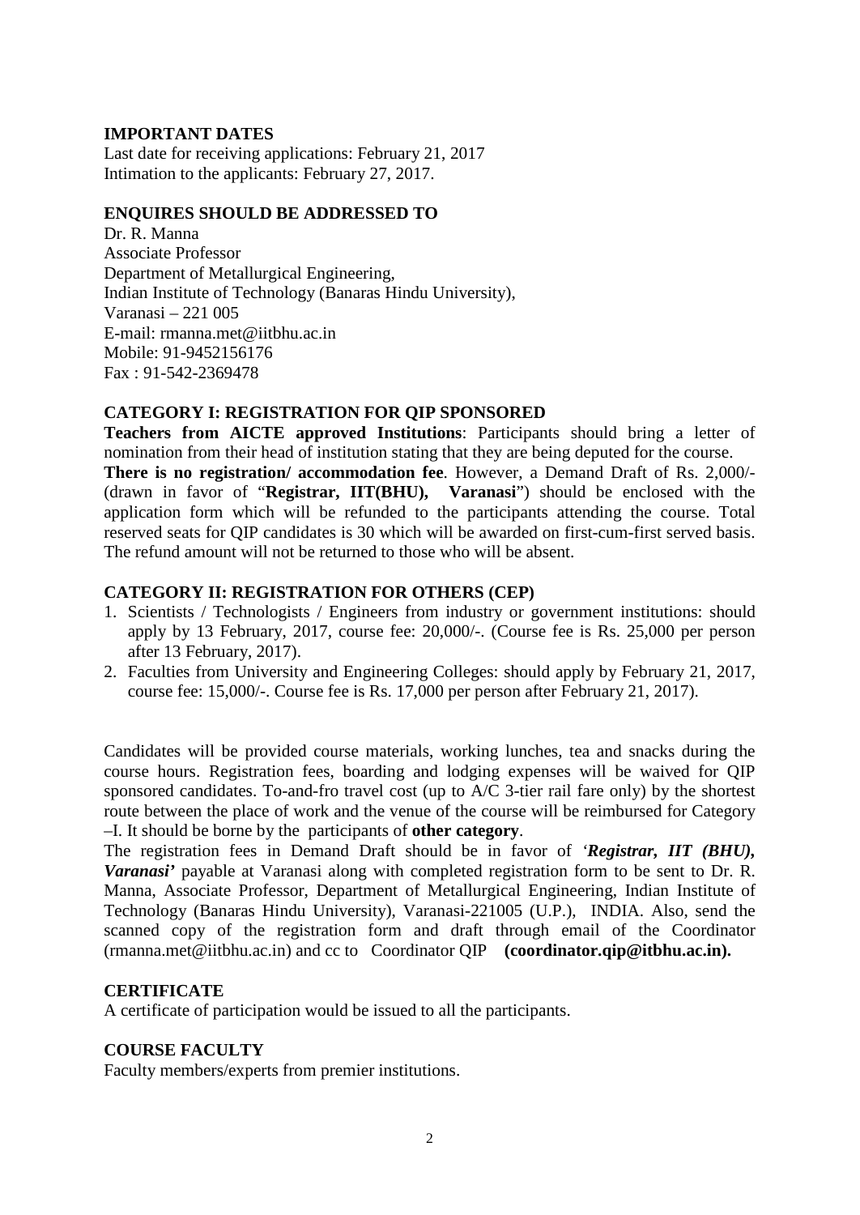## IMPORTANT DATES

Last date for receiving applications: February 21, 2017
Intimation to the applicants: February 27, 2017.

## ENQUIRES SHOULD BE ADDRESSED TO

Dr. R. Manna
Associate Professor
Department of Metallurgical Engineering,
Indian Institute of Technology (Banaras Hindu University),
Varanasi – 221 005
E-mail: rmanna.met@iitbhu.ac.in
Mobile: 91-9452156176
Fax : 91-542-2369478

## CATEGORY I: REGISTRATION FOR QIP SPONSORED

**Teachers from AICTE approved Institutions**: Participants should bring a letter of nomination from their head of institution stating that they are being deputed for the course.
**There is no registration/ accommodation fee**. However, a Demand Draft of Rs. 2,000/- (drawn in favor of "**Registrar, IIT(BHU), Varanasi**") should be enclosed with the application form which will be refunded to the participants attending the course. Total reserved seats for QIP candidates is 30 which will be awarded on first-cum-first served basis. The refund amount will not be returned to those who will be absent.

## CATEGORY II: REGISTRATION FOR OTHERS (CEP)

1. Scientists / Technologists / Engineers from industry or government institutions: should apply by 13 February, 2017, course fee: 20,000/-. (Course fee is Rs. 25,000 per person after 13 February, 2017).
2. Faculties from University and Engineering Colleges: should apply by February 21, 2017, course fee: 15,000/-. Course fee is Rs. 17,000 per person after February 21, 2017).

Candidates will be provided course materials, working lunches, tea and snacks during the course hours. Registration fees, boarding and lodging expenses will be waived for QIP sponsored candidates. To-and-fro travel cost (up to A/C 3-tier rail fare only) by the shortest route between the place of work and the venue of the course will be reimbursed for Category –I. It should be borne by the participants of **other category**.
The registration fees in Demand Draft should be in favor of '***Registrar, IIT (BHU), Varanasi***' payable at Varanasi along with completed registration form to be sent to Dr. R. Manna, Associate Professor, Department of Metallurgical Engineering, Indian Institute of Technology (Banaras Hindu University), Varanasi-221005 (U.P.), INDIA. Also, send the scanned copy of the registration form and draft through email of the Coordinator (rmanna.met@iitbhu.ac.in) and cc to Coordinator QIP **(coordinator.qip@itbhu.ac.in).**

## CERTIFICATE

A certificate of participation would be issued to all the participants.

## COURSE FACULTY

Faculty members/experts from premier institutions.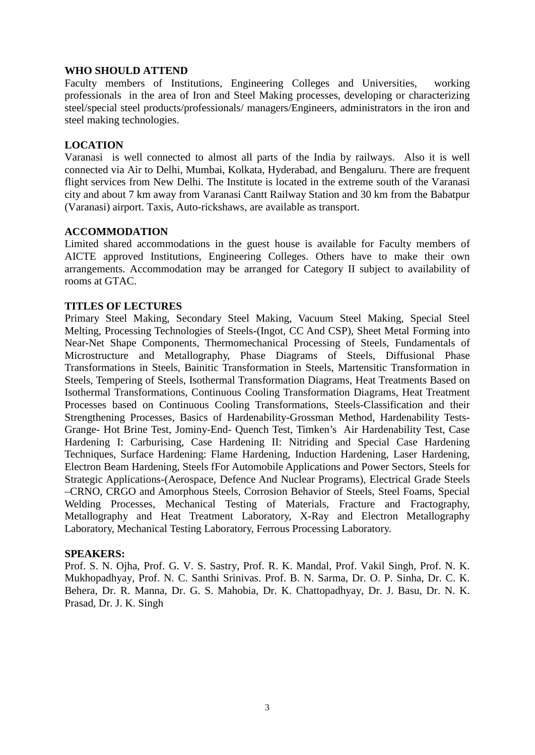**WHO SHOULD ATTEND**

Faculty members of Institutions, Engineering Colleges and Universities, working professionals in the area of Iron and Steel Making processes, developing or characterizing steel/special steel products/professionals/ managers/Engineers, administrators in the iron and steel making technologies.

**LOCATION**

Varanasi is well connected to almost all parts of the India by railways. Also it is well connected via Air to Delhi, Mumbai, Kolkata, Hyderabad, and Bengaluru. There are frequent flight services from New Delhi. The Institute is located in the extreme south of the Varanasi city and about 7 km away from Varanasi Cantt Railway Station and 30 km from the Babatpur (Varanasi) airport. Taxis, Auto-rickshaws, are available as transport.

**ACCOMMODATION**

Limited shared accommodations in the guest house is available for Faculty members of AICTE approved Institutions, Engineering Colleges. Others have to make their own arrangements. Accommodation may be arranged for Category II subject to availability of rooms at GTAC.

**TITLES OF LECTURES**

Primary Steel Making, Secondary Steel Making, Vacuum Steel Making, Special Steel Melting, Processing Technologies of Steels-(Ingot, CC And CSP), Sheet Metal Forming into Near-Net Shape Components, Thermomechanical Processing of Steels, Fundamentals of Microstructure and Metallography, Phase Diagrams of Steels, Diffusional Phase Transformations in Steels, Bainitic Transformation in Steels, Martensitic Transformation in Steels, Tempering of Steels, Isothermal Transformation Diagrams, Heat Treatments Based on Isothermal Transformations, Continuous Cooling Transformation Diagrams, Heat Treatment Processes based on Continuous Cooling Transformations, Steels-Classification and their Strengthening Processes, Basics of Hardenability-Grossman Method, Hardenability Tests-Grange- Hot Brine Test, Jominy-End- Quench Test, Timken's Air Hardenability Test, Case Hardening I: Carburising, Case Hardening II: Nitriding and Special Case Hardening Techniques, Surface Hardening: Flame Hardening, Induction Hardening, Laser Hardening, Electron Beam Hardening, Steels fFor Automobile Applications and Power Sectors, Steels for Strategic Applications-(Aerospace, Defence And Nuclear Programs), Electrical Grade Steels –CRNO, CRGO and Amorphous Steels, Corrosion Behavior of Steels, Steel Foams, Special Welding Processes, Mechanical Testing of Materials, Fracture and Fractography, Metallography and Heat Treatment Laboratory, X-Ray and Electron Metallography Laboratory, Mechanical Testing Laboratory, Ferrous Processing Laboratory.

**SPEAKERS:**

Prof. S. N. Ojha, Prof. G. V. S. Sastry, Prof. R. K. Mandal, Prof. Vakil Singh, Prof. N. K. Mukhopadhyay, Prof. N. C. Santhi Srinivas. Prof. B. N. Sarma, Dr. O. P. Sinha, Dr. C. K. Behera, Dr. R. Manna, Dr. G. S. Mahobia, Dr. K. Chattopadhyay, Dr. J. Basu, Dr. N. K. Prasad, Dr. J. K. Singh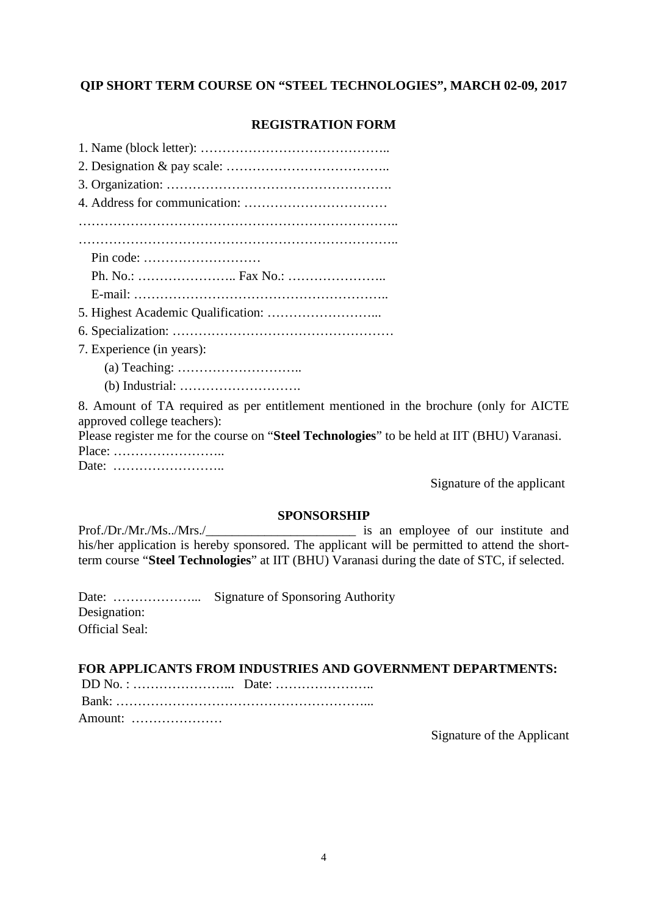**QIP SHORT TERM COURSE ON "STEEL TECHNOLOGIES", MARCH 02-09, 2017**

**REGISTRATION FORM**

1. Name (block letter): ……………………………………..
2. Designation & pay scale: ………………………………..
3. Organization: …………………………………………….
4. Address for communication: ……………………………

………………………………………………………………..

………………………………………………………………..

Pin code: ………………………

Ph. No.: ………………….. Fax No.: …………………..

E-mail: …………………………………………………..

5. Highest Academic Qualification: ……………………...
6. Specialization: ……………………………………………
7. Experience (in years):

(a) Teaching: ………………………..

(b) Industrial: ……………………….

8. Amount of TA required as per entitlement mentioned in the brochure (only for AICTE approved college teachers):

Please register me for the course on "**Steel Technologies**" to be held at IIT (BHU) Varanasi.

Place: ……………………..

Date: ……………………..

Signature of the applicant

**SPONSORSHIP**

Prof./Dr./Mr./Ms../Mrs./______________________ is an employee of our institute and his/her application is hereby sponsored. The applicant will be permitted to attend the short-term course "**Steel Technologies**" at IIT (BHU) Varanasi during the date of STC, if selected.

Date: ………………... Signature of Sponsoring Authority

Designation:

Official Seal:

**FOR APPLICANTS FROM INDUSTRIES AND GOVERNMENT DEPARTMENTS:**

DD No. : …………………... Date: …………………..

Bank: …………………………………………………...

Amount: …………………

Signature of the Applicant